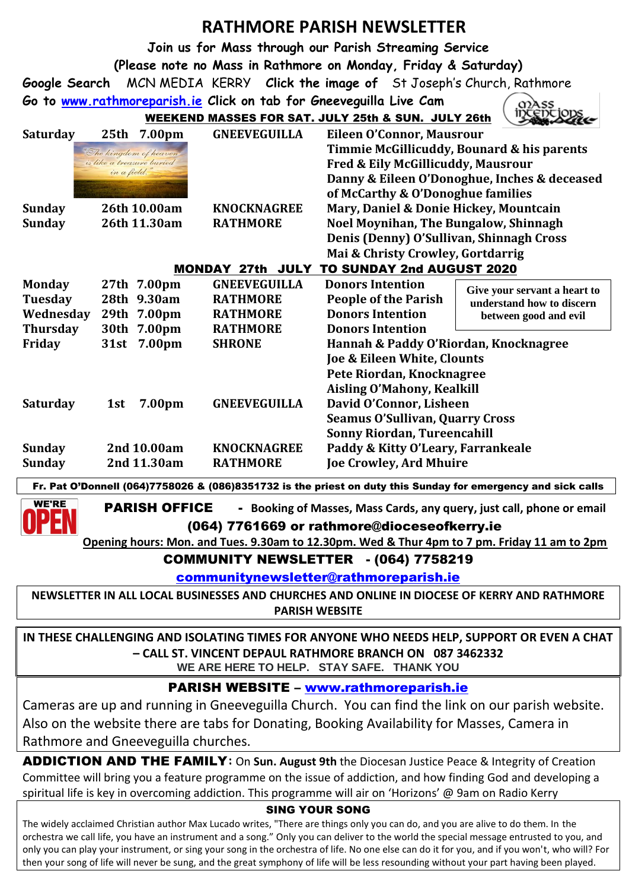# RATHMORE PARISH NEWSLETTER

**Join us for Mass through our Parish Streaming Service**

**(Please note no Mass in Rathmore on Monday, Friday & Saturday)**

**Google Search** MCN MEDIA KERRY **Click the image of** St Joseph's Church, Rathmore

**Go to www.rathmoreparish.ie Click on tab for Gneeveguilla Live Cam**

Mass Intentions

**WEEKEND MASSES FOR SAT. JULY 25th & SUN. JULY 26th**

| | | | |
|---|---|---|---|
| **Saturday** | **25th 7.00pm** | **GNEEVEGUILLA** | **Eileen O'Connor, Mausrour** |
| | | | **Timmie McGillicuddy, Bounard & his parents** |
| | | | **Fred & Eily McGillicuddy, Mausrour** |
| | | | **Danny & Eileen O'Donoghue, Inches & deceased of McCarthy & O'Donoghue families** |
| **Sunday** | **26th 10.00am** | **KNOCKNAGREE** | **Mary, Daniel & Donie Hickey, Mountcain** |
| **Sunday** | **26th 11.30am** | **RATHMORE** | **Noel Moynihan, The Bungalow, Shinnagh** |
| | | | **Denis (Denny) O'Sullivan, Shinnagh Cross** |
| | | | **Mai & Christy Crowley, Gortdarrig** |

*"The kingdom of heaven is like a treasure buried in a field."*

**MONDAY 27th JULY TO SUNDAY 2nd AUGUST 2020**

| | | | |
|---|---|---|---|
| **Monday** | **27th 7.00pm** | **GNEEVEGUILLA** | **Donors Intention** |
| **Tuesday** | **28th 9.30am** | **RATHMORE** | **People of the Parish** |
| **Wednesday** | **29th 7.00pm** | **RATHMORE** | **Donors Intention** |
| **Thursday** | **30th 7.00pm** | **RATHMORE** | **Donors Intention** |
| **Friday** | **31st 7.00pm** | **SHRONE** | **Hannah & Paddy O'Riordan, Knocknagree** |
| | | | **Joe & Eileen White, Clounts** |
| | | | **Pete Riordan, Knocknagree** |
| | | | **Aisling O'Mahony, Kealkill** |
| **Saturday** | **1st 7.00pm** | **GNEEVEGUILLA** | **David O'Connor, Lisheen** |
| | | | **Seamus O'Sullivan, Quarry Cross** |
| | | | **Sonny Riordan, Tureencahill** |
| **Sunday** | **2nd 10.00am** | **KNOCKNAGREE** | **Paddy & Kitty O'Leary, Farrankeale** |
| **Sunday** | **2nd 11.30am** | **RATHMORE** | **Joe Crowley, Ard Mhuire** |

**Give your servant a heart to understand how to discern between good and evil**

**Fr. Pat O'Donnell (064)7758026 & (086)8351732 is the priest on duty this Sunday for emergency and sick calls**

WE'RE OPEN

**PARISH OFFICE** - **Booking of Masses, Mass Cards, any query, just call, phone or email**

**(064) 7761669 or rathmore@dioceseofkerry.ie**

**Opening hours: Mon. and Tues. 9.30am to 12.30pm. Wed & Thur 4pm to 7 pm. Friday 11 am to 2pm**

**COMMUNITY NEWSLETTER - (064) 7758219**

**communitynewsletter@rathmoreparish.ie**

**NEWSLETTER IN ALL LOCAL BUSINESSES AND CHURCHES AND ONLINE IN DIOCESE OF KERRY AND RATHMORE PARISH WEBSITE**

**IN THESE CHALLENGING AND ISOLATING TIMES FOR ANYONE WHO NEEDS HELP, SUPPORT OR EVEN A CHAT – CALL ST. VINCENT DEPAUL RATHMORE BRANCH ON 087 3462332**

**WE ARE HERE TO HELP. STAY SAFE. THANK YOU**

## PARISH WEBSITE – www.rathmoreparish.ie

Cameras are up and running in Gneeveguilla Church. You can find the link on our parish website. Also on the website there are tabs for Donating, Booking Availability for Masses, Camera in Rathmore and Gneeveguilla churches.

**ADDICTION AND THE FAMILY:** On **Sun. August 9th** the Diocesan Justice Peace & Integrity of Creation Committee will bring you a feature programme on the issue of addiction, and how finding God and developing a spiritual life is key in overcoming addiction. This programme will air on 'Horizons' @ 9am on Radio Kerry

## SING YOUR SONG

The widely acclaimed Christian author Max Lucado writes, "There are things only you can do, and you are alive to do them. In the orchestra we call life, you have an instrument and a song." Only you can deliver to the world the special message entrusted to you, and only you can play your instrument, or sing your song in the orchestra of life. No one else can do it for you, and if you won't, who will? For then your song of life will never be sung, and the great symphony of life will be less resounding without your part having been played.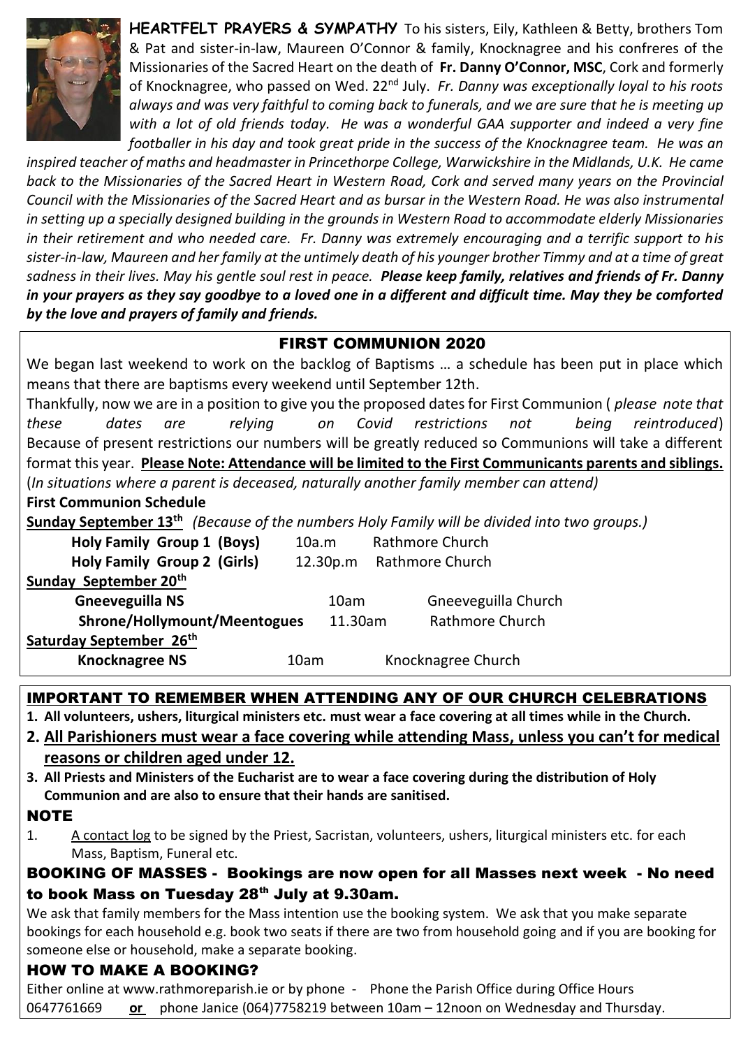**HEARTFELT PRAYERS & SYMPATHY** To his sisters, Eily, Kathleen & Betty, brothers Tom & Pat and sister-in-law, Maureen O'Connor & family, Knocknagree and his confreres of the Missionaries of the Sacred Heart on the death of **Fr. Danny O'Connor, MSC**, Cork and formerly of Knocknagree, who passed on Wed. 22nd July. *Fr. Danny was exceptionally loyal to his roots always and was very faithful to coming back to funerals, and we are sure that he is meeting up with a lot of old friends today. He was a wonderful GAA supporter and indeed a very fine footballer in his day and took great pride in the success of the Knocknagree team. He was an inspired teacher of maths and headmaster in Princethorpe College, Warwickshire in the Midlands, U.K. He came back to the Missionaries of the Sacred Heart in Western Road, Cork and served many years on the Provincial Council with the Missionaries of the Sacred Heart and as bursar in the Western Road. He was also instrumental in setting up a specially designed building in the grounds in Western Road to accommodate elderly Missionaries in their retirement and who needed care. Fr. Danny was extremely encouraging and a terrific support to his sister-in-law, Maureen and her family at the untimely death of his younger brother Timmy and at a time of great sadness in their lives. May his gentle soul rest in peace.* ***Please keep family, relatives and friends of Fr. Danny in your prayers as they say goodbye to a loved one in a different and difficult time. May they be comforted by the love and prayers of family and friends.***

## FIRST COMMUNION 2020

We began last weekend to work on the backlog of Baptisms … a schedule has been put in place which means that there are baptisms every weekend until September 12th.

Thankfully, now we are in a position to give you the proposed dates for First Communion ( *please note that these dates are relying on Covid restrictions not being reintroduced*) Because of present restrictions our numbers will be greatly reduced so Communions will take a different format this year. **Please Note: Attendance will be limited to the First Communicants parents and siblings.** (*In situations where a parent is deceased, naturally another family member can attend)*

**First Communion Schedule**

**Sunday September 13th** *(Because of the numbers Holy Family will be divided into two groups.)*

| | | |
|---|---|---|
| **Holy Family Group 1 (Boys)** | 10a.m | Rathmore Church |
| **Holy Family Group 2 (Girls)** | 12.30p.m | Rathmore Church |

**Sunday September 20th**

| | | |
|---|---|---|
| **Gneeveguilla NS** | 10am | Gneeveguilla Church |
| **Shrone/Hollymount/Meentogues** | 11.30am | Rathmore Church |

**Saturday September 26th**

| | | |
|---|---|---|
| **Knocknagree NS** | 10am | Knocknagree Church |

## IMPORTANT TO REMEMBER WHEN ATTENDING ANY OF OUR CHURCH CELEBRATIONS

1. **All volunteers, ushers, liturgical ministers etc. must wear a face covering at all times while in the Church.**
2. **All Parishioners must wear a face covering while attending Mass, unless you can't for medical reasons or children aged under 12.**
3. **All Priests and Ministers of the Eucharist are to wear a face covering during the distribution of Holy Communion and are also to ensure that their hands are sanitised.**

## NOTE

1. A contact log to be signed by the Priest, Sacristan, volunteers, ushers, liturgical ministers etc. for each Mass, Baptism, Funeral etc.

## BOOKING OF MASSES - Bookings are now open for all Masses next week - No need to book Mass on Tuesday 28th July at 9.30am.

We ask that family members for the Mass intention use the booking system. We ask that you make separate bookings for each household e.g. book two seats if there are two from household going and if you are booking for someone else or household, make a separate booking.

## HOW TO MAKE A BOOKING?

Either online at www.rathmoreparish.ie or by phone - Phone the Parish Office during Office Hours 0647761669 **or** phone Janice (064)7758219 between 10am – 12noon on Wednesday and Thursday.